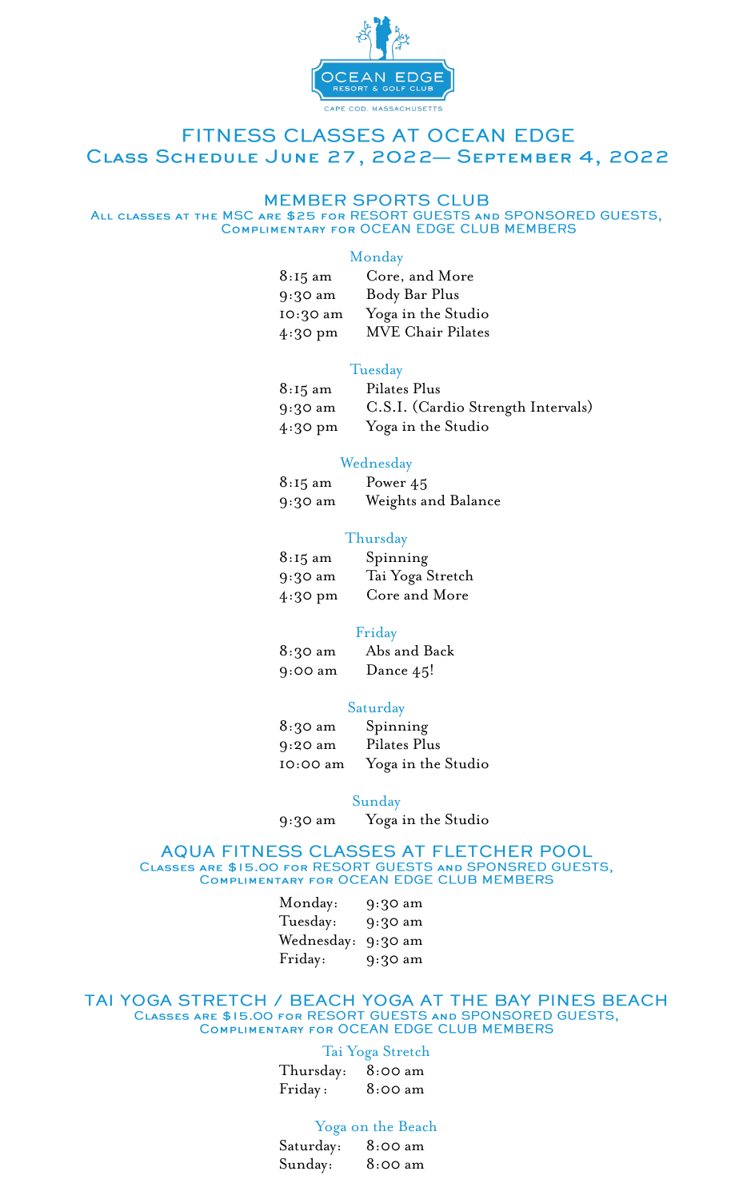OCEAN EDGE
RESORT & GOLF CLUB
CAPE COD, MASSACHUSETTS

# FITNESS CLASSES AT OCEAN EDGE

## Class Schedule June 27, 2022— September 4, 2022

## MEMBER SPORTS CLUB

All classes at the MSC are $25 for RESORT GUESTS and SPONSORED GUESTS,
Complimentary for OCEAN EDGE CLUB MEMBERS

### Monday

| | |
|---|---|
| 8:15 am | Core, and More |
| 9:30 am | Body Bar Plus |
| 10:30 am | Yoga in the Studio |
| 4:30 pm | MVE Chair Pilates |

### Tuesday

| | |
|---|---|
| 8:15 am | Pilates Plus |
| 9:30 am | C.S.I. (Cardio Strength Intervals) |
| 4:30 pm | Yoga in the Studio |

### Wednesday

| | |
|---|---|
| 8:15 am | Power 45 |
| 9:30 am | Weights and Balance |

### Thursday

| | |
|---|---|
| 8:15 am | Spinning |
| 9:30 am | Tai Yoga Stretch |
| 4:30 pm | Core and More |

### Friday

| | |
|---|---|
| 8:30 am | Abs and Back |
| 9:00 am | Dance 45! |

### Saturday

| | |
|---|---|
| 8:30 am | Spinning |
| 9:20 am | Pilates Plus |
| 10:00 am | Yoga in the Studio |

### Sunday

| | |
|---|---|
| 9:30 am | Yoga in the Studio |

## AQUA FITNESS CLASSES AT FLETCHER POOL

Classes are $15.00 for RESORT GUESTS and SPONSRED GUESTS,
Complimentary for OCEAN EDGE CLUB MEMBERS

| | |
|---|---|
| Monday: | 9:30 am |
| Tuesday: | 9:30 am |
| Wednesday: | 9:30 am |
| Friday: | 9:30 am |

## TAI YOGA STRETCH / BEACH YOGA AT THE BAY PINES BEACH

Classes are $15.00 for RESORT GUESTS and SPONSORED GUESTS,
Complimentary for OCEAN EDGE CLUB MEMBERS

### Tai Yoga Stretch

| | |
|---|---|
| Thursday: | 8:00 am |
| Friday: | 8:00 am |

### Yoga on the Beach

| | |
|---|---|
| Saturday: | 8:00 am |
| Sunday: | 8:00 am |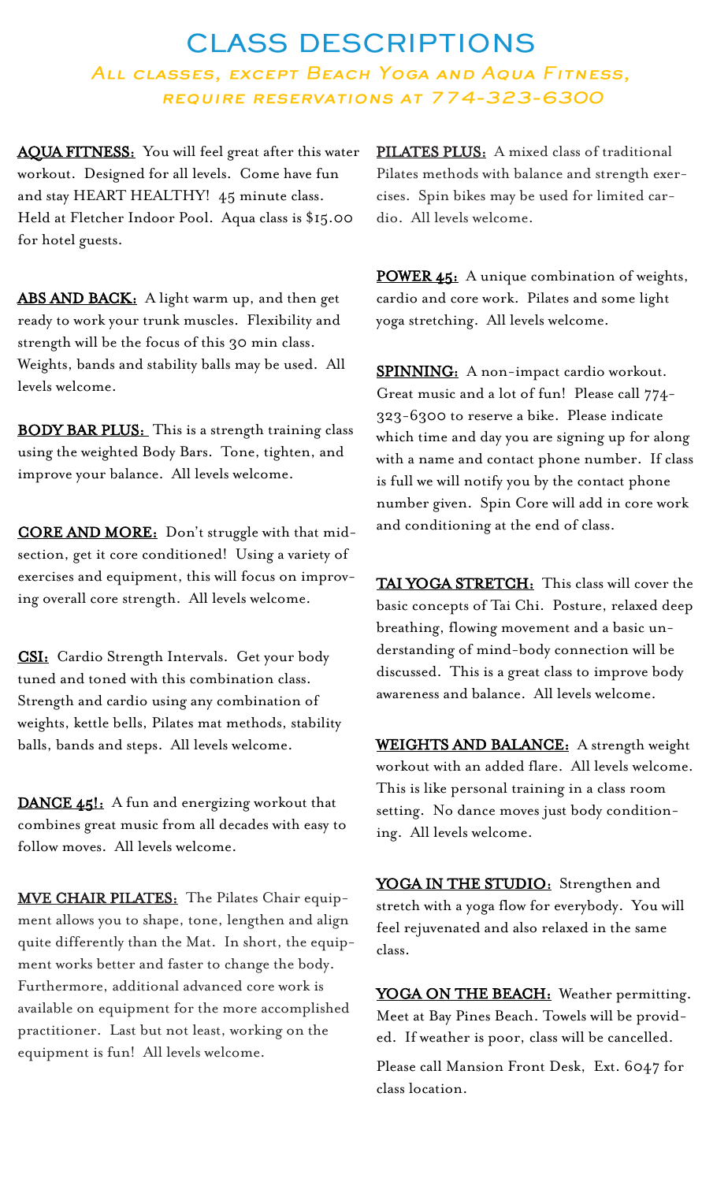# CLASS DESCRIPTIONS

## *All classes, except Beach Yoga and Aqua Fitness, require reservations at 774-323-6300*

**AQUA FITNESS:** You will feel great after this water workout. Designed for all levels. Come have fun and stay HEART HEALTHY! 45 minute class. Held at Fletcher Indoor Pool. Aqua class is $15.00 for hotel guests.

**ABS AND BACK:** A light warm up, and then get ready to work your trunk muscles. Flexibility and strength will be the focus of this 30 min class. Weights, bands and stability balls may be used. All levels welcome.

**BODY BAR PLUS:** This is a strength training class using the weighted Body Bars. Tone, tighten, and improve your balance. All levels welcome.

**CORE AND MORE:** Don't struggle with that midsection, get it core conditioned! Using a variety of exercises and equipment, this will focus on improving overall core strength. All levels welcome.

**CSI:** Cardio Strength Intervals. Get your body tuned and toned with this combination class. Strength and cardio using any combination of weights, kettle bells, Pilates mat methods, stability balls, bands and steps. All levels welcome.

**DANCE 45!:** A fun and energizing workout that combines great music from all decades with easy to follow moves. All levels welcome.

**MVE CHAIR PILATES:** The Pilates Chair equipment allows you to shape, tone, lengthen and align quite differently than the Mat. In short, the equipment works better and faster to change the body. Furthermore, additional advanced core work is available on equipment for the more accomplished practitioner. Last but not least, working on the equipment is fun! All levels welcome.

**PILATES PLUS:** A mixed class of traditional Pilates methods with balance and strength exercises. Spin bikes may be used for limited cardio. All levels welcome.

**POWER 45:** A unique combination of weights, cardio and core work. Pilates and some light yoga stretching. All levels welcome.

**SPINNING:** A non-impact cardio workout. Great music and a lot of fun! Please call 774-323-6300 to reserve a bike. Please indicate which time and day you are signing up for along with a name and contact phone number. If class is full we will notify you by the contact phone number given. Spin Core will add in core work and conditioning at the end of class.

**TAI YOGA STRETCH:** This class will cover the basic concepts of Tai Chi. Posture, relaxed deep breathing, flowing movement and a basic understanding of mind-body connection will be discussed. This is a great class to improve body awareness and balance. All levels welcome.

**WEIGHTS AND BALANCE:** A strength weight workout with an added flare. All levels welcome. This is like personal training in a class room setting. No dance moves just body conditioning. All levels welcome.

**YOGA IN THE STUDIO:** Strengthen and stretch with a yoga flow for everybody. You will feel rejuvenated and also relaxed in the same class.

**YOGA ON THE BEACH:** Weather permitting. Meet at Bay Pines Beach. Towels will be provided. If weather is poor, class will be cancelled.

Please call Mansion Front Desk, Ext. 6047 for class location.